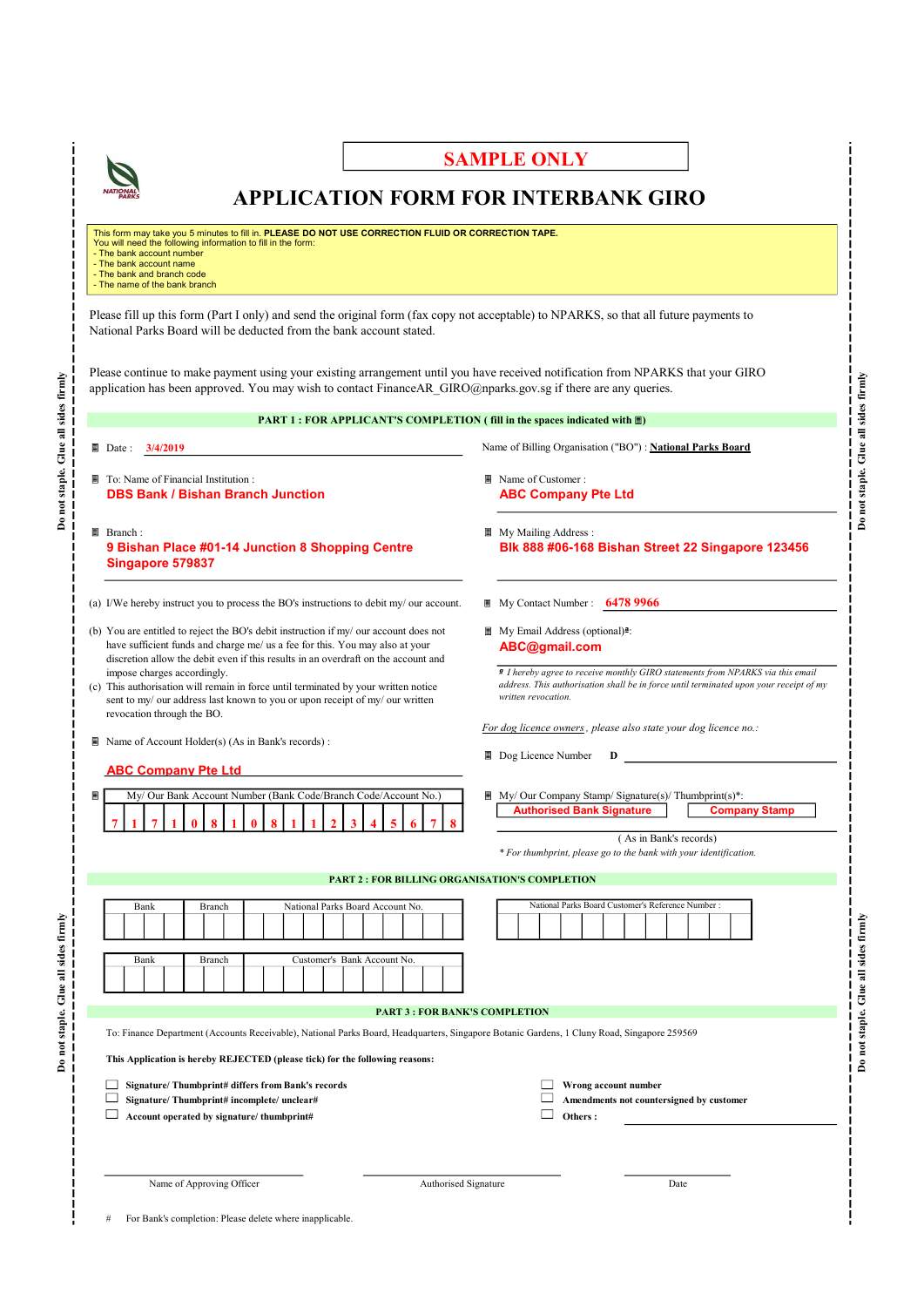**SAMPLE ONLY**

# APPLICATION FORM FOR INTERBANK GIRO

This form may take you 5 minutes to fill in. **PLEASE DO NOT USE CORRECTION FLUID OR CORRECTION TAPE.**
You will need the following information to fill in the form:
- The bank account number
- The bank account name
- The bank and branch code
- The name of the bank branch

Please fill up this form (Part I only) and send the original form (fax copy not acceptable) to NPARKS, so that all future payments to National Parks Board will be deducted from the bank account stated.

Please continue to make payment using your existing arrangement until you have received notification from NPARKS that your GIRO application has been approved. You may wish to contact FinanceAR_GIRO@nparks.gov.sg if there are any queries.

## PART 1 : FOR APPLICANT'S COMPLETION ( fill in the spaces indicated with ▦)

▦ Date : 3/4/2019

Name of Billing Organisation ("BO") : **National Parks Board**

▦ To: Name of Financial Institution :
**DBS Bank / Bishan Branch Junction**

▦ Name of Customer :
**ABC Company Pte Ltd**

▦ Branch :
**9 Bishan Place #01-14 Junction 8 Shopping Centre Singapore 579837**

▦ My Mailing Address :
**Blk 888 #06-168 Bishan Street 22 Singapore 123456**

(a) I/We hereby instruct you to process the BO's instructions to debit my/ our account.

(b) You are entitled to reject the BO's debit instruction if my/ our account does not have sufficient funds and charge me/ us a fee for this. You may also at your discretion allow the debit even if this results in an overdraft on the account and impose charges accordingly.

(c) This authorisation will remain in force until terminated by your written notice sent to my/ our address last known to you or upon receipt of my/ our written revocation through the BO.

▦ My Contact Number : 6478 9966

▦ My Email Address (optional)#:
**ABC@gmail.com**

*# I hereby agree to receive monthly GIRO statements from NPARKS via this email address. This authorisation shall be in force until terminated upon your receipt of my written revocation.*

*For dog licence owners, please also state your dog licence no.:*

▦ Dog Licence Number D

▦ Name of Account Holder(s) (As in Bank's records) :
**ABC Company Pte Ltd**

▦ My/ Our Bank Account Number (Bank Code/Branch Code/Account No.)

| 7 | 1 | 7 | 1 | 0 | 8 | 1 | 0 | 8 | 1 | 1 | 2 | 3 | 4 | 5 | 6 | 7 | 8 |
|---|---|---|---|---|---|---|---|---|---|---|---|---|---|---|---|---|---|

▦ My/ Our Company Stamp/ Signature(s)/ Thumbprint(s)*:
**Authorised Bank Signature** **Company Stamp**

( As in Bank's records)

*\* For thumbprint, please go to the bank with your identification.*

## PART 2 : FOR BILLING ORGANISATION'S COMPLETION

| Bank | Branch | National Parks Board Account No. |
|---|---|---|
| | | |

| National Parks Board Customer's Reference Number : |
|---|
| |

| Bank | Branch | Customer's Bank Account No. |
|---|---|---|
| | | |

## PART 3 : FOR BANK'S COMPLETION

To: Finance Department (Accounts Receivable), National Parks Board, Headquarters, Singapore Botanic Gardens, 1 Cluny Road, Singapore 259569

**This Application is hereby REJECTED (please tick) for the following reasons:**

- ☐ **Signature/ Thumbprint# differs from Bank's records**
- ☐ **Signature/ Thumbprint# incomplete/ unclear#**
- ☐ **Account operated by signature/ thumbprint#**
- ☐ **Wrong account number**
- ☐ **Amendments not countersigned by customer**
- ☐ **Others :** \_\_\_\_\_\_\_\_\_\_

Name of Approving Officer | Authorised Signature | Date

\# For Bank's completion: Please delete where inapplicable.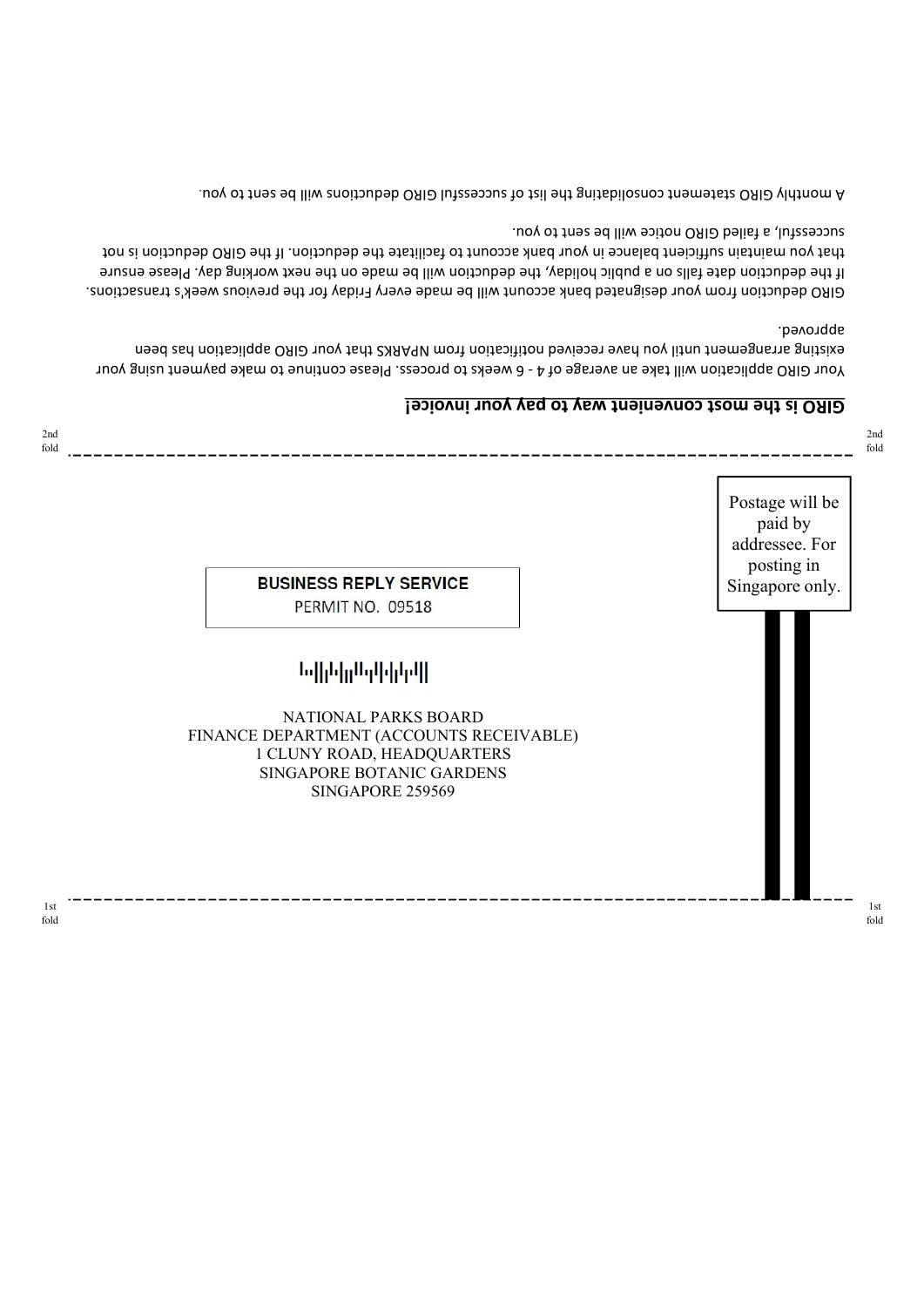**GIRO is the most convenient way to pay your invoice!**

Your GIRO application will take an average of 4 - 6 weeks to process. Please continue to make payment using your existing arrangement until you have received notification from NPARKS that your GIRO application has been approved.

GIRO deduction from your designated bank account will be made every Friday for the previous week's transactions. If the deduction date falls on a public holiday, the deduction will be made on the next working day. Please ensure that you maintain sufficient balance in your bank account to facilitate the deduction. If the GIRO deduction is not successful, a failed GIRO notice will be sent to you.

A monthly GIRO statement consolidating the list of successful GIRO deductions will be sent to you.

2nd fold

Postage will be paid by addressee. For posting in Singapore only.

**BUSINESS REPLY SERVICE**
PERMIT NO. 09518

NATIONAL PARKS BOARD
FINANCE DEPARTMENT (ACCOUNTS RECEIVABLE)
1 CLUNY ROAD, HEADQUARTERS
SINGAPORE BOTANIC GARDENS
SINGAPORE 259569

1st fold